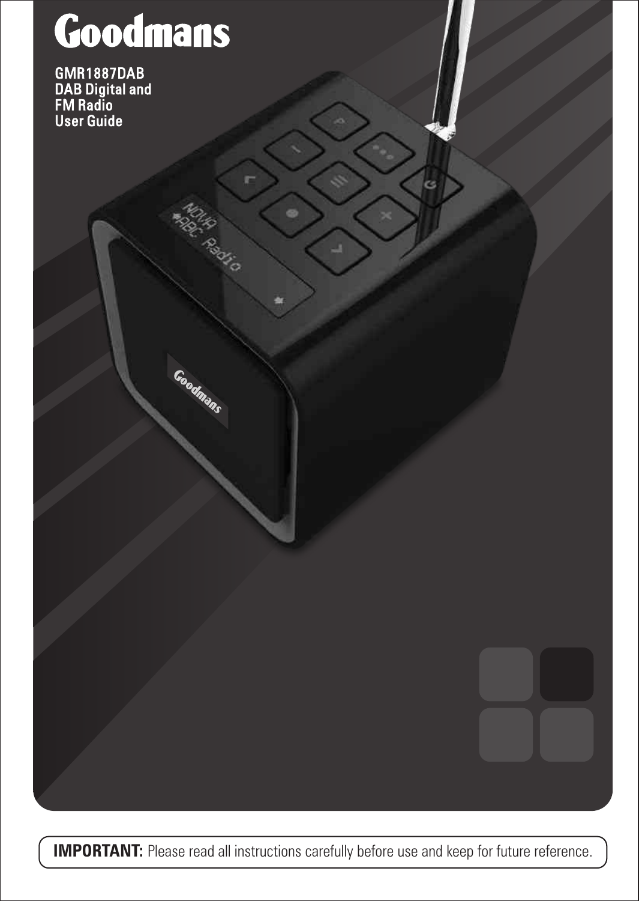# Goodmans

**GMR1887DAB**
**DAB Digital and FM Radio**
**User Guide**

**IMPORTANT:** Please read all instructions carefully before use and keep for future reference.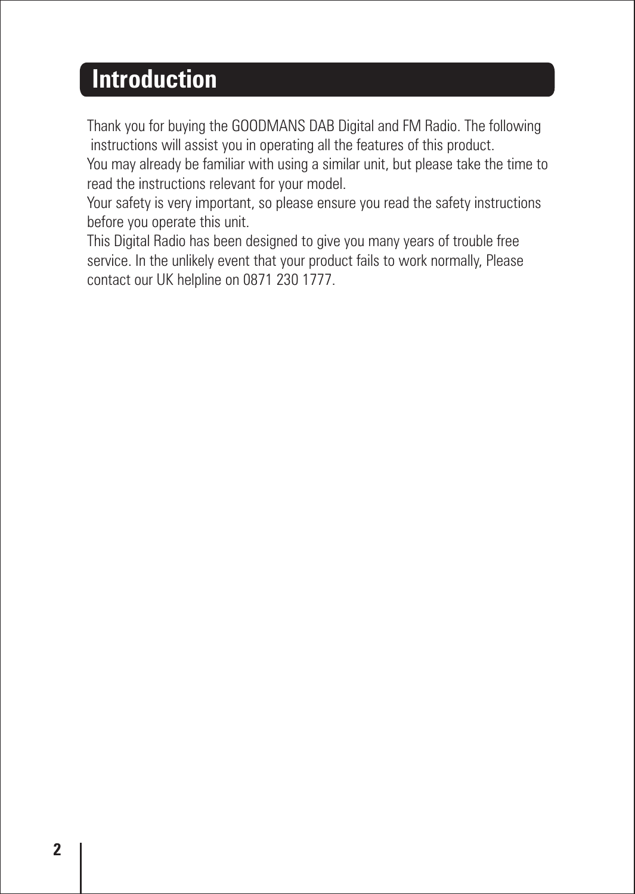# Introduction

Thank you for buying the GOODMANS DAB Digital and FM Radio. The following instructions will assist you in operating all the features of this product.

You may already be familiar with using a similar unit, but please take the time to read the instructions relevant for your model.

Your safety is very important, so please ensure you read the safety instructions before you operate this unit.

This Digital Radio has been designed to give you many years of trouble free service. In the unlikely event that your product fails to work normally, Please contact our UK helpline on 0871 230 1777.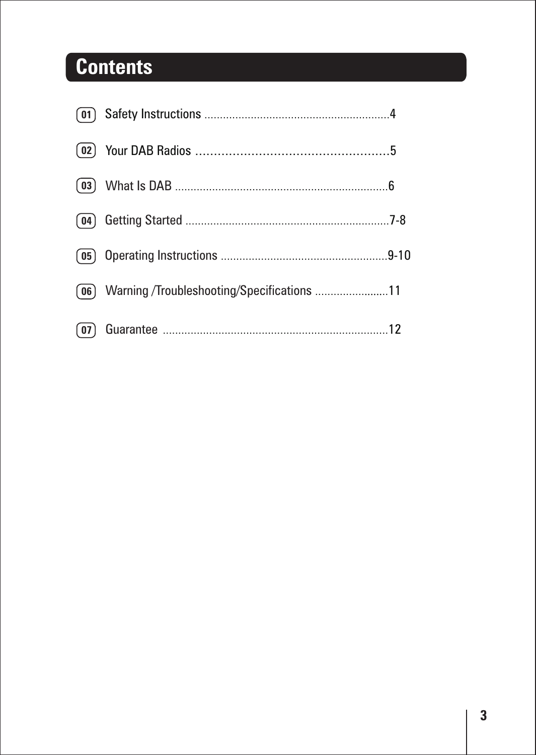# Contents

01 Safety Instructions ............................................................4

02 Your DAB Radios ......................................................5

03 What Is DAB .....................................................................6

04 Getting Started ..................................................................7-8

05 Operating Instructions ......................................................9-10

06 Warning /Troubleshooting/Specifications ........................11

07 Guarantee .........................................................................12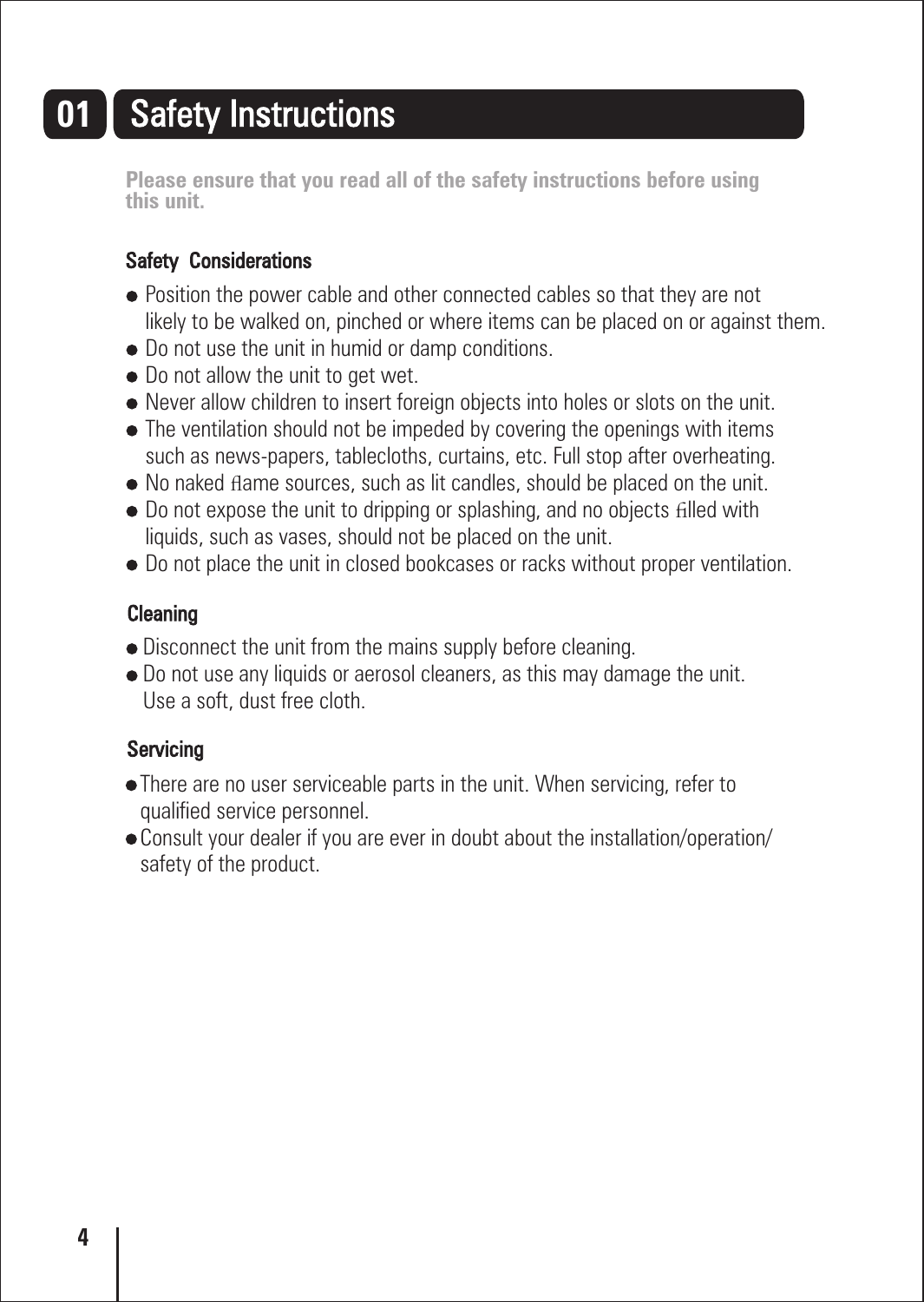# 01 Safety Instructions

**Please ensure that you read all of the safety instructions before using this unit.**

## Safety Considerations

- Position the power cable and other connected cables so that they are not likely to be walked on, pinched or where items can be placed on or against them.
- Do not use the unit in humid or damp conditions.
- Do not allow the unit to get wet.
- Never allow children to insert foreign objects into holes or slots on the unit.
- The ventilation should not be impeded by covering the openings with items such as news-papers, tablecloths, curtains, etc. Full stop after overheating.
- No naked flame sources, such as lit candles, should be placed on the unit.
- Do not expose the unit to dripping or splashing, and no objects filled with liquids, such as vases, should not be placed on the unit.
- Do not place the unit in closed bookcases or racks without proper ventilation.

## Cleaning

- Disconnect the unit from the mains supply before cleaning.
- Do not use any liquids or aerosol cleaners, as this may damage the unit. Use a soft, dust free cloth.

## Servicing

- There are no user serviceable parts in the unit. When servicing, refer to qualified service personnel.
- Consult your dealer if you are ever in doubt about the installation/operation/ safety of the product.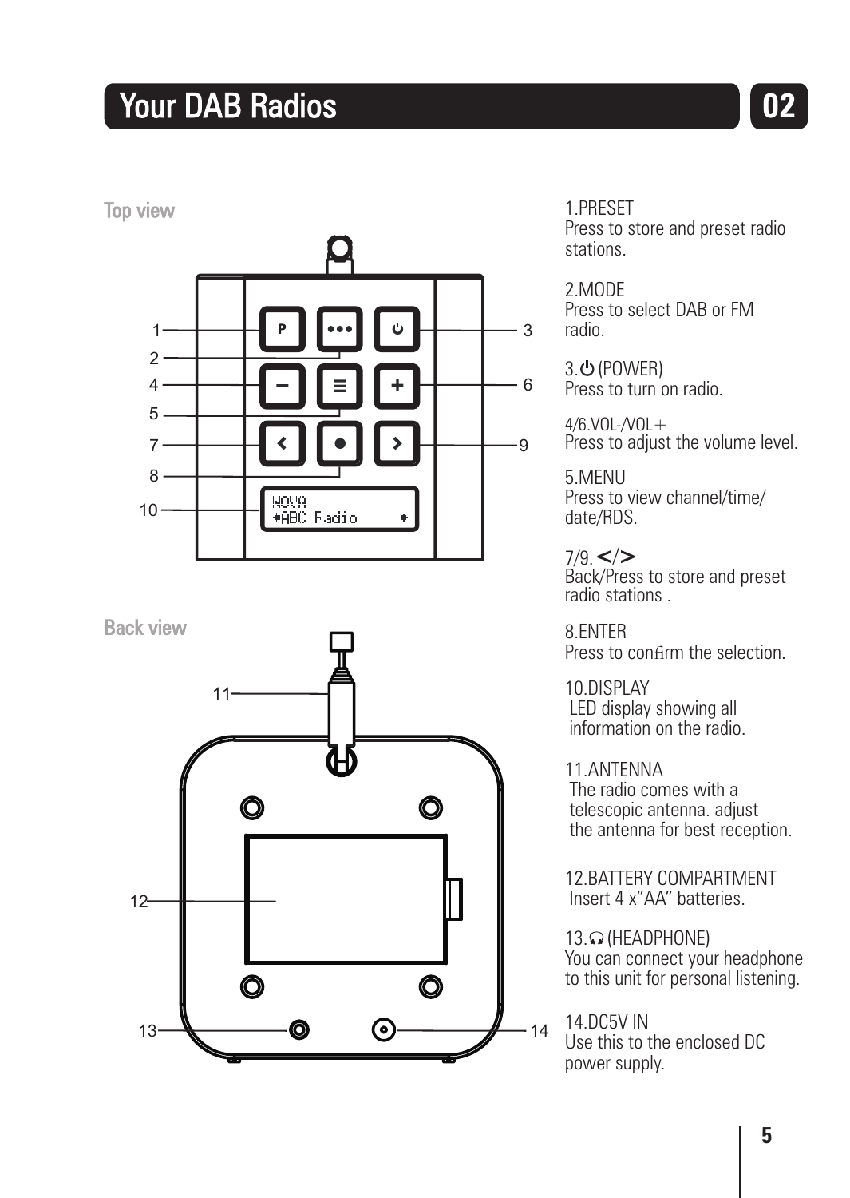# Your DAB Radios

## 02

**Top view**

**Back view**

1.PRESET
Press to store and preset radio stations.

2.MODE
Press to select DAB or FM radio.

3.⏻ (POWER)
Press to turn on radio.

4/6.VOL-/VOL+
Press to adjust the volume level.

5.MENU
Press to view channel/time/date/RDS.

7/9.</>
Back/Press to store and preset radio stations .

8.ENTER
Press to confirm the selection.

10.DISPLAY
LED display showing all information on the radio.

11.ANTENNA
The radio comes with a telescopic antenna. adjust the antenna for best reception.

12.BATTERY COMPARTMENT
Insert 4 x"AA" batteries.

13.🎧 (HEADPHONE)
You can connect your headphone to this unit for personal listening.

14.DC5V IN
Use this to the enclosed DC power supply.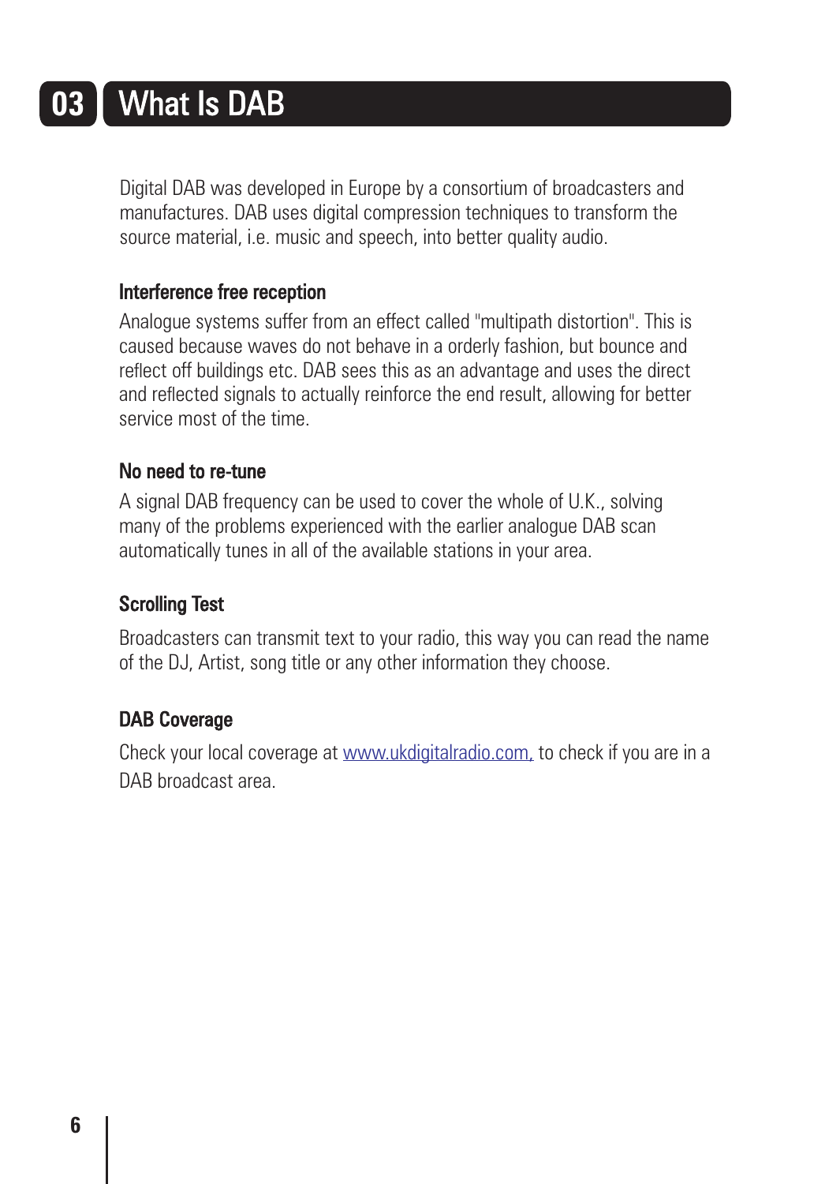# 03 What Is DAB

Digital DAB was developed in Europe by a consortium of broadcasters and manufactures. DAB uses digital compression techniques to transform the source material, i.e. music and speech, into better quality audio.

### Interference free reception

Analogue systems suffer from an effect called "multipath distortion". This is caused because waves do not behave in a orderly fashion, but bounce and reflect off buildings etc. DAB sees this as an advantage and uses the direct and reflected signals to actually reinforce the end result, allowing for better service most of the time.

### No need to re-tune

A signal DAB frequency can be used to cover the whole of U.K., solving many of the problems experienced with the earlier analogue DAB scan automatically tunes in all of the available stations in your area.

### Scrolling Test

Broadcasters can transmit text to your radio, this way you can read the name of the DJ, Artist, song title or any other information they choose.

### DAB Coverage

Check your local coverage at www.ukdigitalradio.com, to check if you are in a DAB broadcast area.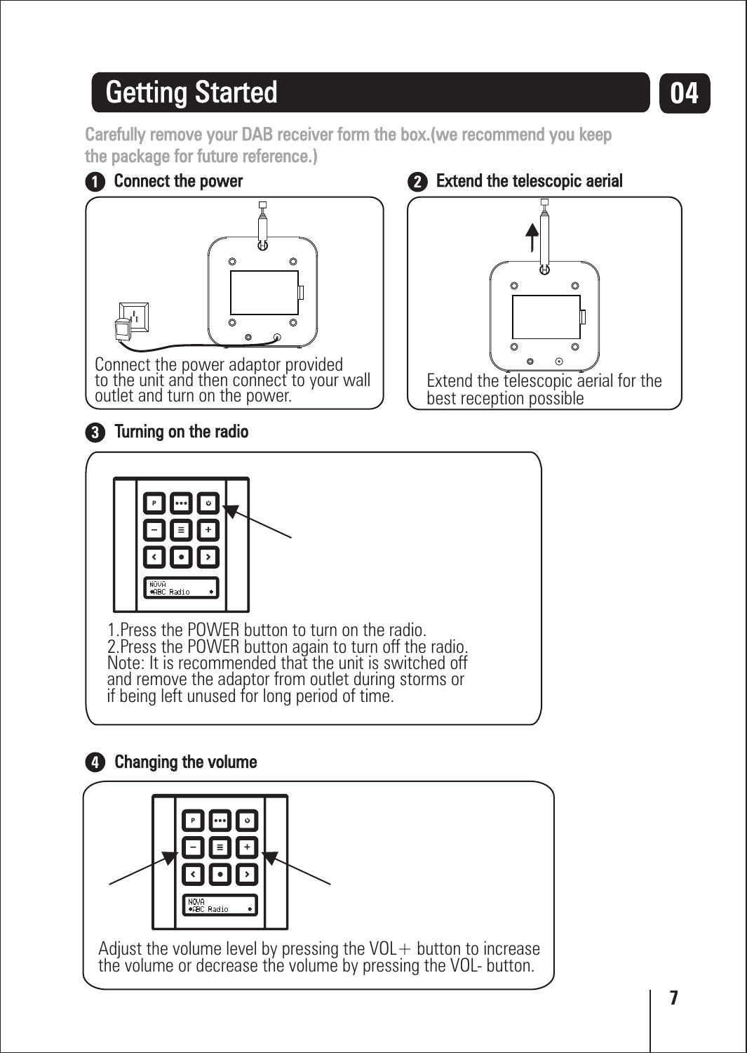# Getting Started

Carefully remove your DAB receiver form the box.(we recommend you keep the package for future reference.)

## 1 Connect the power

Connect the power adaptor provided to the unit and then connect to your wall outlet and turn on the power.

## 2 Extend the telescopic aerial

Extend the telescopic aerial for the best reception possible

## 3 Turning on the radio

1.Press the POWER button to turn on the radio.
2.Press the POWER button again to turn off the radio.
Note: It is recommended that the unit is switched off and remove the adaptor from outlet during storms or if being left unused for long period of time.

## 4 Changing the volume

Adjust the volume level by pressing the VOL+ button to increase the volume or decrease the volume by pressing the VOL- button.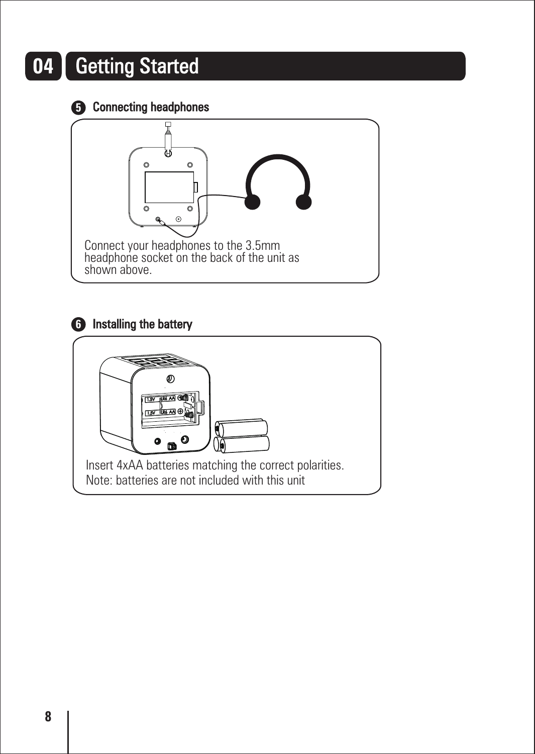# 04 Getting Started

### 5 Connecting headphones

Connect your headphones to the 3.5mm headphone socket on the back of the unit as shown above.

### 6 Installing the battery

Insert 4xAA batteries matching the correct polarities.
Note: batteries are not included with this unit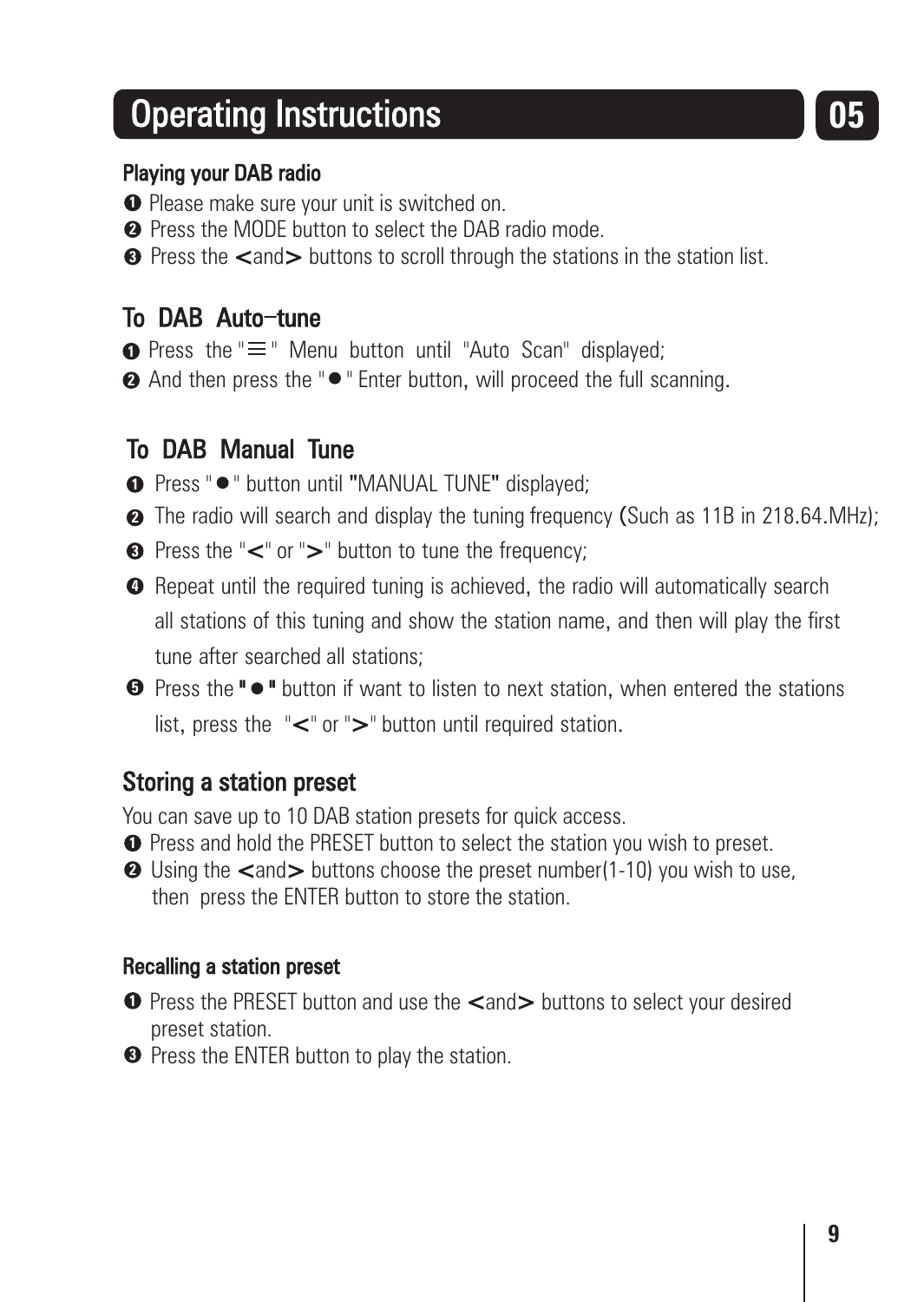# Operating Instructions

05

### Playing your DAB radio

1. Please make sure your unit is switched on.
2. Press the MODE button to select the DAB radio mode.
3. Press the <and> buttons to scroll through the stations in the station list.

## To DAB Auto-tune

1. Press the "≡" Menu button until "Auto Scan" displayed;
2. And then press the "●" Enter button, will proceed the full scanning.

## To DAB Manual Tune

1. Press "●" button until "MANUAL TUNE" displayed;
2. The radio will search and display the tuning frequency (Such as 11B in 218.64.MHz);
3. Press the "<" or ">" button to tune the frequency;
4. Repeat until the required tuning is achieved, the radio will automatically search all stations of this tuning and show the station name, and then will play the first tune after searched all stations;
5. Press the "●" button if want to listen to next station, when entered the stations list, press the "<" or ">" button until required station.

## Storing a station preset

You can save up to 10 DAB station presets for quick access.

1. Press and hold the PRESET button to select the station you wish to preset.
2. Using the <and> buttons choose the preset number(1-10) you wish to use, then press the ENTER button to store the station.

### Recalling a station preset

1. Press the PRESET button and use the <and> buttons to select your desired preset station.
3. Press the ENTER button to play the station.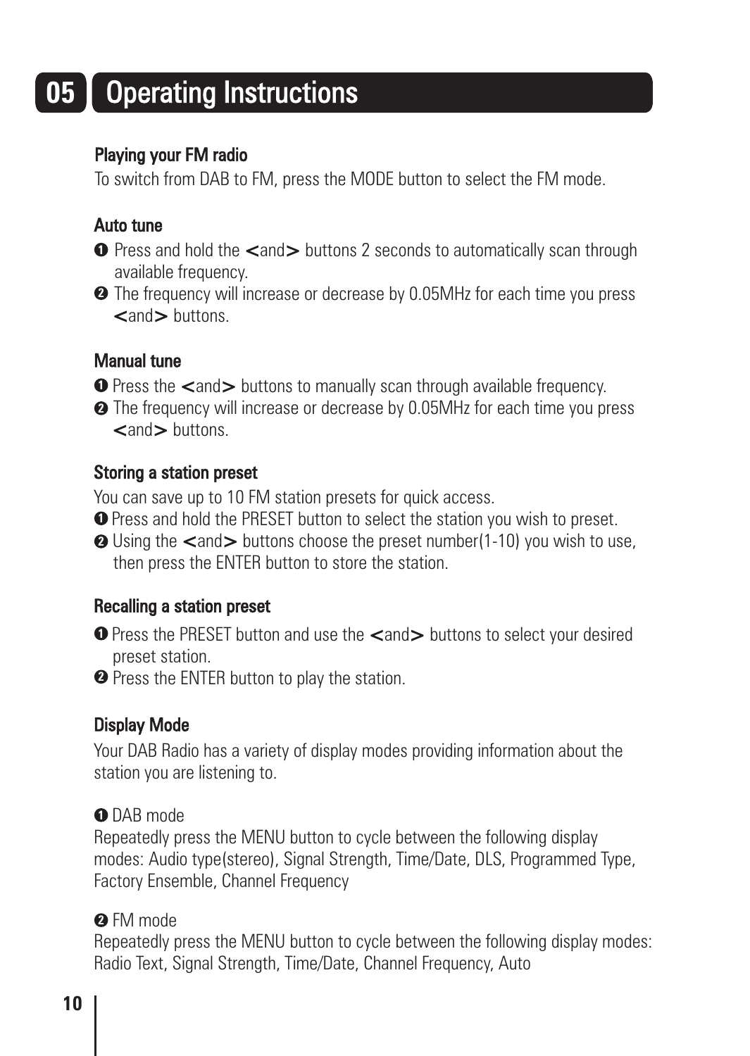# 05 Operating Instructions

### Playing your FM radio

To switch from DAB to FM, press the MODE button to select the FM mode.

### Auto tune

1. Press and hold the <and> buttons 2 seconds to automatically scan through available frequency.
2. The frequency will increase or decrease by 0.05MHz for each time you press <and> buttons.

### Manual tune

1. Press the <and> buttons to manually scan through available frequency.
2. The frequency will increase or decrease by 0.05MHz for each time you press <and> buttons.

### Storing a station preset

You can save up to 10 FM station presets for quick access.

1. Press and hold the PRESET button to select the station you wish to preset.
2. Using the <and> buttons choose the preset number(1-10) you wish to use, then press the ENTER button to store the station.

### Recalling a station preset

1. Press the PRESET button and use the <and> buttons to select your desired preset station.
2. Press the ENTER button to play the station.

### Display Mode

Your DAB Radio has a variety of display modes providing information about the station you are listening to.

1. DAB mode

Repeatedly press the MENU button to cycle between the following display modes: Audio type(stereo), Signal Strength, Time/Date, DLS, Programmed Type, Factory Ensemble, Channel Frequency

2. FM mode

Repeatedly press the MENU button to cycle between the following display modes: Radio Text, Signal Strength, Time/Date, Channel Frequency, Auto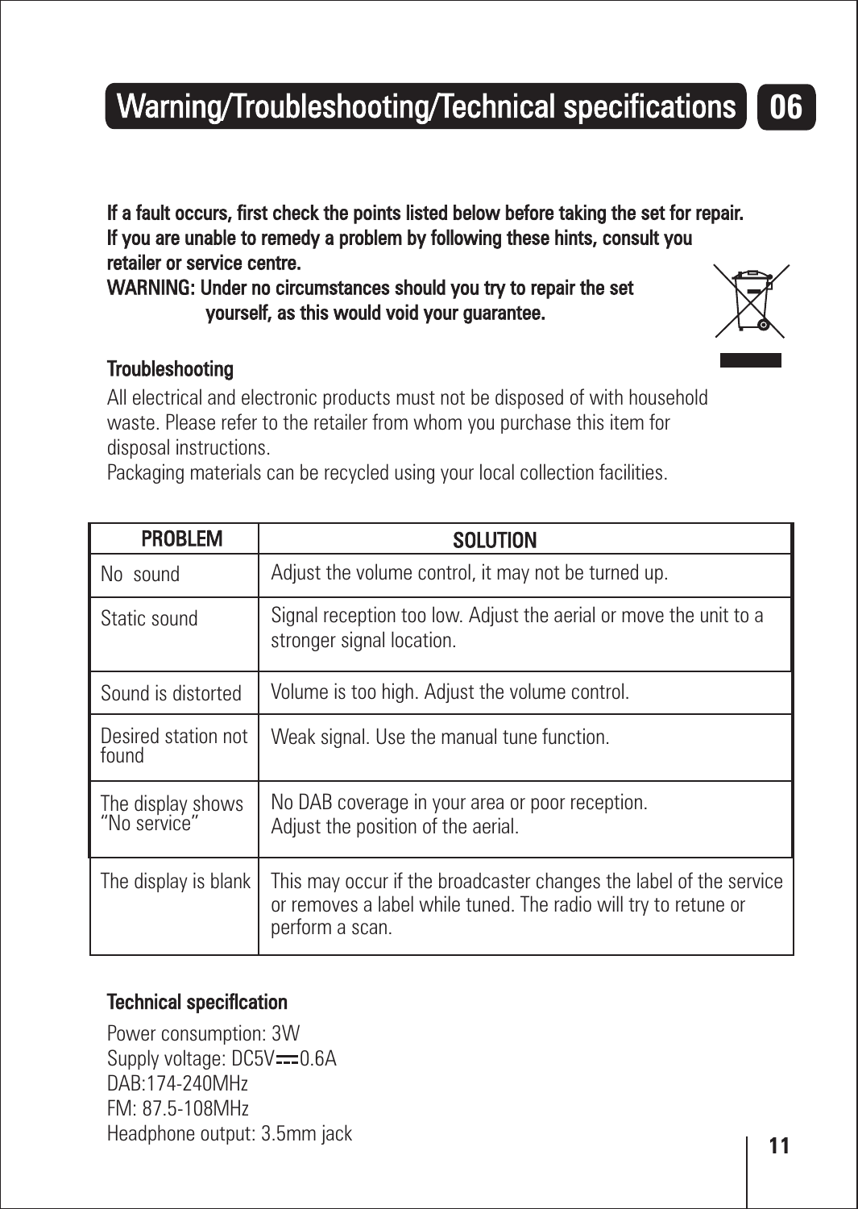# Warning/Troubleshooting/Technical specifications 06

**If a fault occurs, first check the points listed below before taking the set for repair. If you are unable to remedy a problem by following these hints, consult you retailer or service centre.**
**WARNING: Under no circumstances should you try to repair the set yourself, as this would void your guarantee.**

## Troubleshooting

All electrical and electronic products must not be disposed of with household waste. Please refer to the retailer from whom you purchase this item for disposal instructions.
Packaging materials can be recycled using your local collection facilities.

| PROBLEM | SOLUTION |
|---|---|
| No sound | Adjust the volume control, it may not be turned up. |
| Static sound | Signal reception too low. Adjust the aerial or move the unit to a stronger signal location. |
| Sound is distorted | Volume is too high. Adjust the volume control. |
| Desired station not found | Weak signal. Use the manual tune function. |
| The display shows "No service" | No DAB coverage in your area or poor reception. Adjust the position of the aerial. |
| The display is blank | This may occur if the broadcaster changes the label of the service or removes a label while tuned. The radio will try to retune or perform a scan. |

## Technical specifIcation

Power consumption: 3W
Supply voltage: DC5V ⎓ 0.6A
DAB:174-240MHz
FM: 87.5-108MHz
Headphone output: 3.5mm jack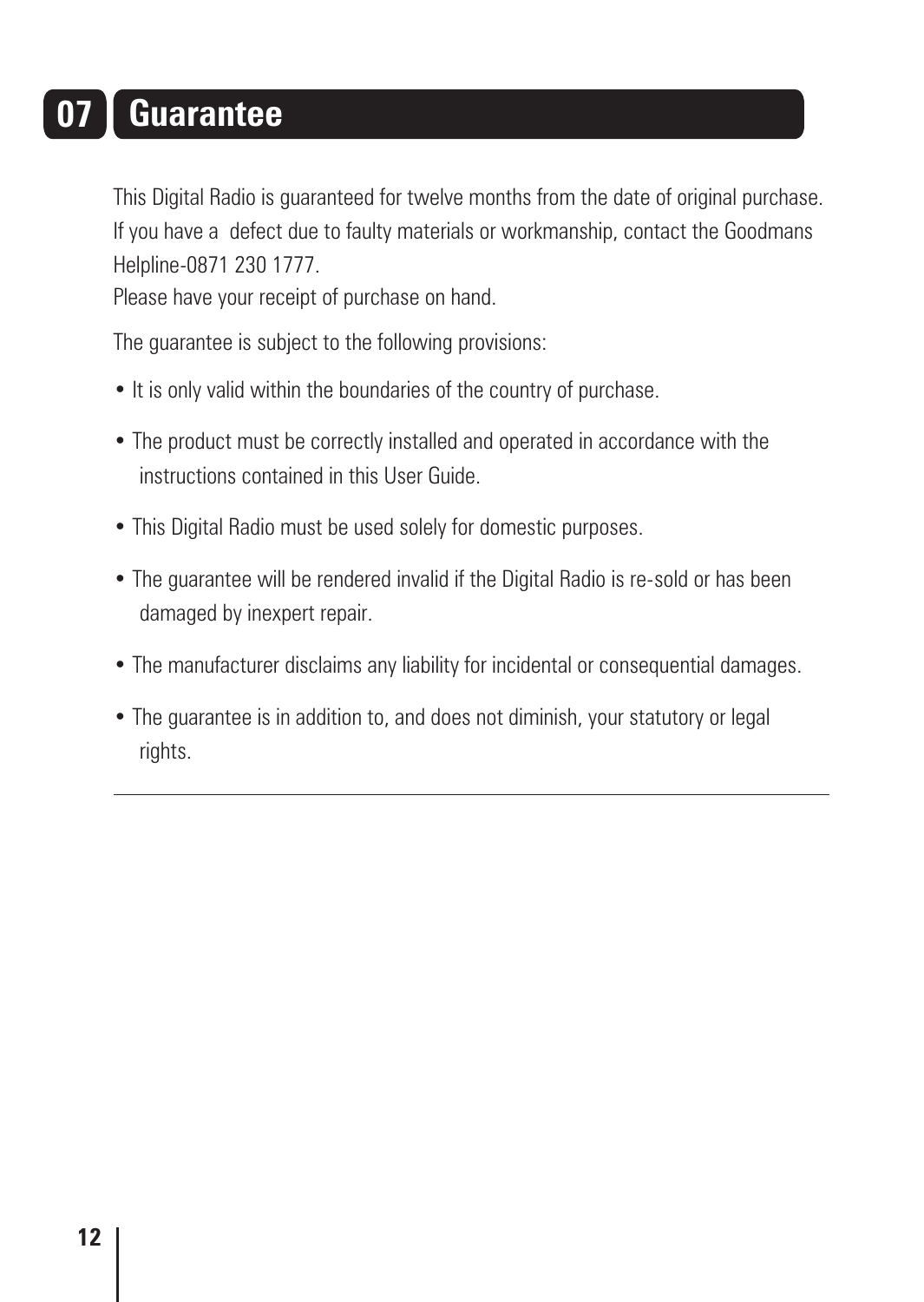# 07 Guarantee

This Digital Radio is guaranteed for twelve months from the date of original purchase. If you have a defect due to faulty materials or workmanship, contact the Goodmans Helpline-0871 230 1777.
Please have your receipt of purchase on hand.

The guarantee is subject to the following provisions:

- It is only valid within the boundaries of the country of purchase.
- The product must be correctly installed and operated in accordance with the instructions contained in this User Guide.
- This Digital Radio must be used solely for domestic purposes.
- The guarantee will be rendered invalid if the Digital Radio is re-sold or has been damaged by inexpert repair.
- The manufacturer disclaims any liability for incidental or consequential damages.
- The guarantee is in addition to, and does not diminish, your statutory or legal rights.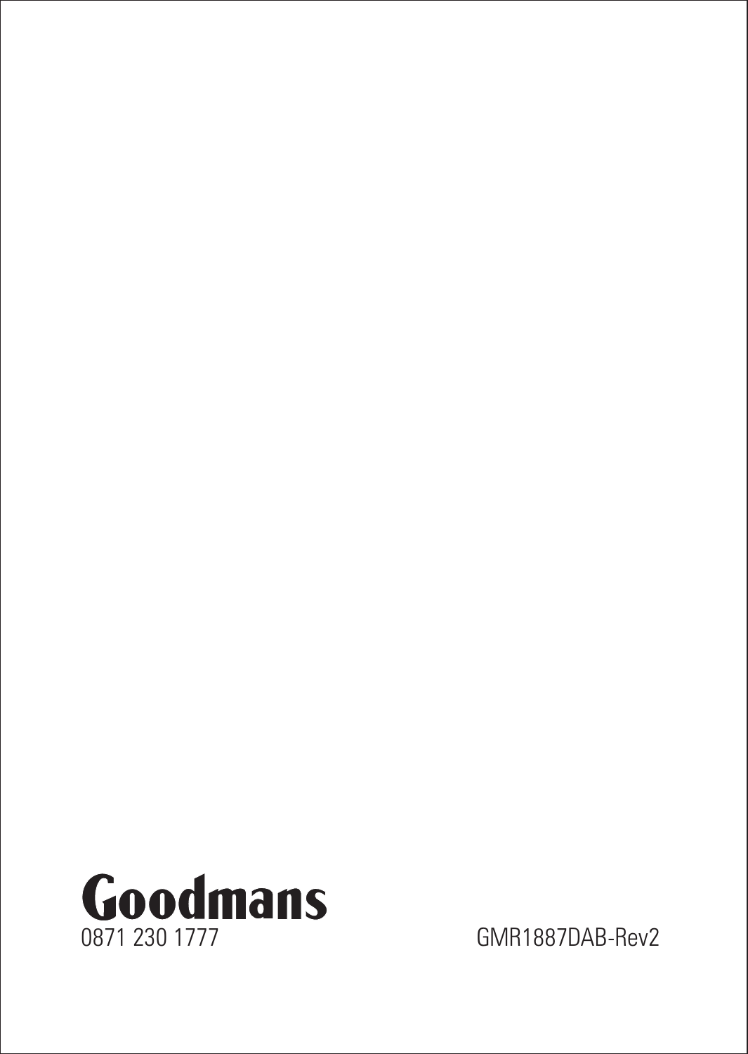**Goodmans**

0871 230 1777

GMR1887DAB-Rev2